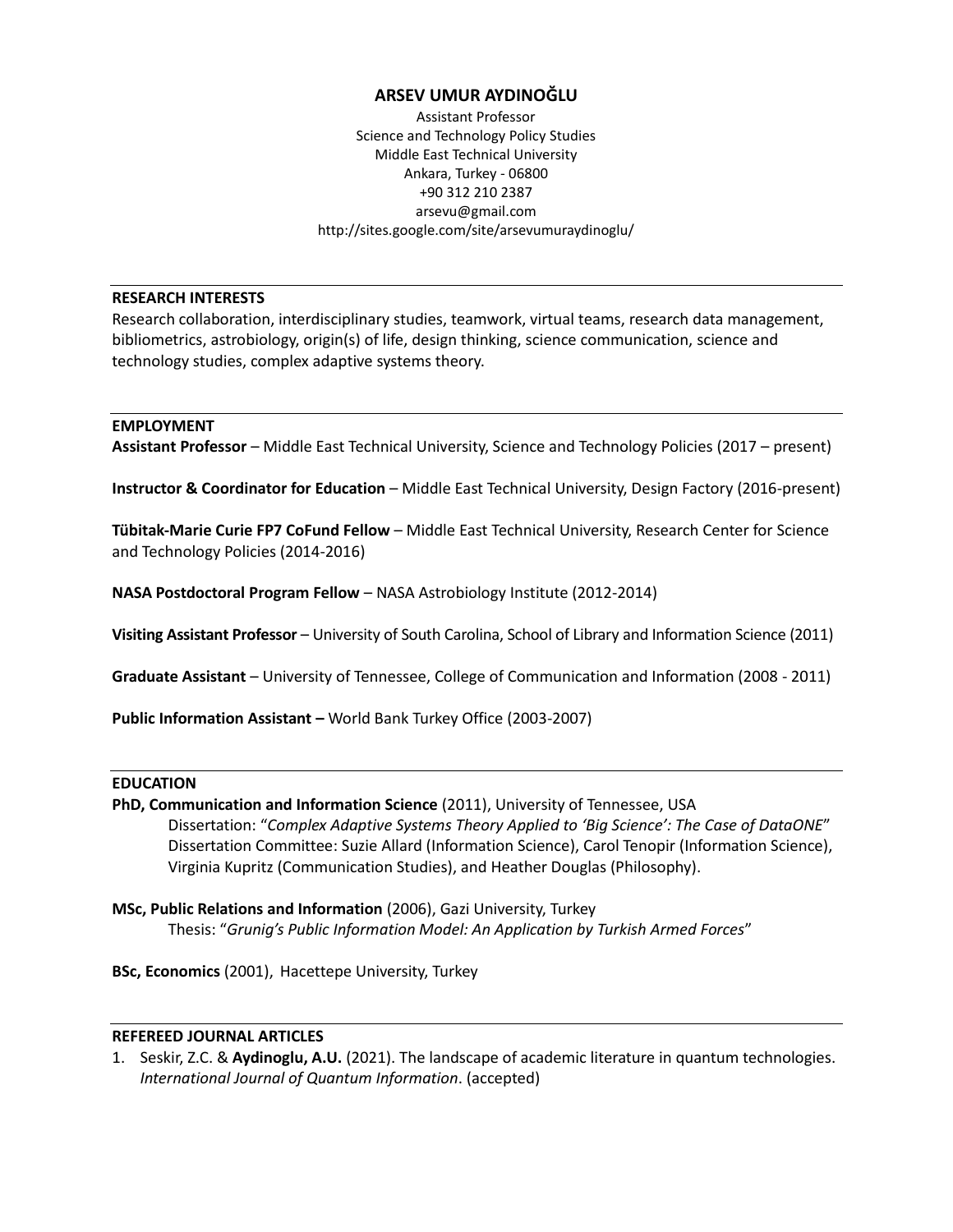# ARSEV UMUR AYDINOĞLU

Assistant Professor
Science and Technology Policy Studies
Middle East Technical University
Ankara, Turkey - 06800
+90 312 210 2387
arsevu@gmail.com
http://sites.google.com/site/arsevumuraydinoglu/

## RESEARCH INTERESTS

Research collaboration, interdisciplinary studies, teamwork, virtual teams, research data management, bibliometrics, astrobiology, origin(s) of life, design thinking, science communication, science and technology studies, complex adaptive systems theory.

## EMPLOYMENT

**Assistant Professor** – Middle East Technical University, Science and Technology Policies (2017 – present)

**Instructor & Coordinator for Education** – Middle East Technical University, Design Factory (2016-present)

**Tübitak-Marie Curie FP7 CoFund Fellow** – Middle East Technical University, Research Center for Science and Technology Policies (2014-2016)

**NASA Postdoctoral Program Fellow** – NASA Astrobiology Institute (2012-2014)

**Visiting Assistant Professor** – University of South Carolina, School of Library and Information Science (2011)

**Graduate Assistant** – University of Tennessee, College of Communication and Information (2008 - 2011)

**Public Information Assistant –** World Bank Turkey Office (2003-2007)

## EDUCATION

**PhD, Communication and Information Science** (2011), University of Tennessee, USA
Dissertation: "*Complex Adaptive Systems Theory Applied to 'Big Science': The Case of DataONE*"
Dissertation Committee: Suzie Allard (Information Science), Carol Tenopir (Information Science), Virginia Kupritz (Communication Studies), and Heather Douglas (Philosophy).

**MSc, Public Relations and Information** (2006), Gazi University, Turkey
Thesis: "*Grunig's Public Information Model: An Application by Turkish Armed Forces*"

**BSc, Economics** (2001), Hacettepe University, Turkey

## REFEREED JOURNAL ARTICLES

1. Seskir, Z.C. & **Aydinoglu, A.U.** (2021). The landscape of academic literature in quantum technologies. *International Journal of Quantum Information*. (accepted)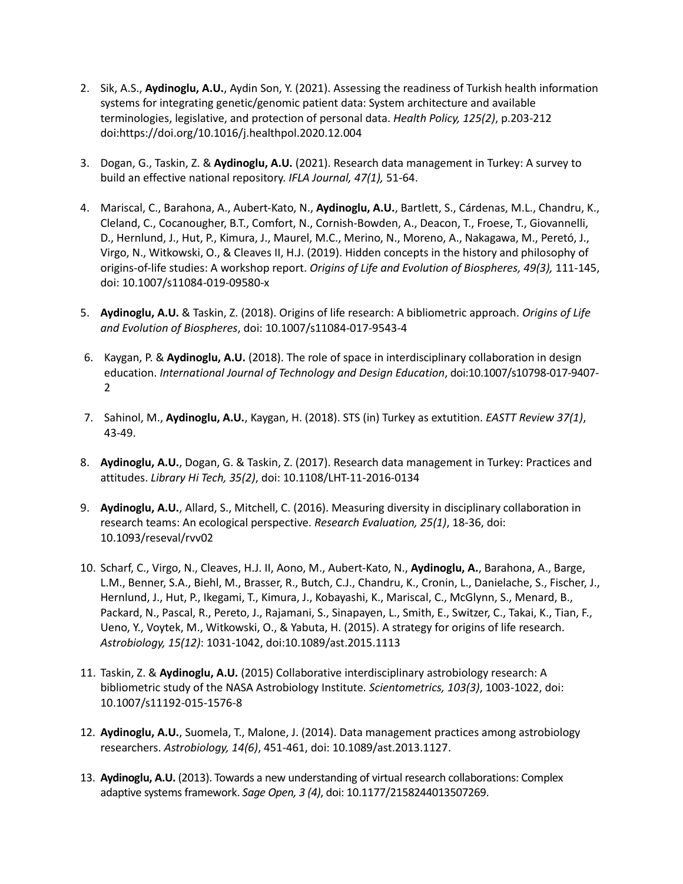2. Sik, A.S., **Aydinoglu, A.U.**, Aydin Son, Y. (2021). Assessing the readiness of Turkish health information systems for integrating genetic/genomic patient data: System architecture and available terminologies, legislative, and protection of personal data. *Health Policy, 125(2)*, p.203-212 doi:https://doi.org/10.1016/j.healthpol.2020.12.004

3. Dogan, G., Taskin, Z. & **Aydinoglu, A.U.** (2021). Research data management in Turkey: A survey to build an effective national repository. *IFLA Journal, 47(1),* 51-64.

4. Mariscal, C., Barahona, A., Aubert-Kato, N., **Aydinoglu, A.U.**, Bartlett, S., Cárdenas, M.L., Chandru, K., Cleland, C., Cocanougher, B.T., Comfort, N., Cornish-Bowden, A., Deacon, T., Froese, T., Giovannelli, D., Hernlund, J., Hut, P., Kimura, J., Maurel, M.C., Merino, N., Moreno, A., Nakagawa, M., Peretó, J., Virgo, N., Witkowski, O., & Cleaves II, H.J. (2019). Hidden concepts in the history and philosophy of origins-of-life studies: A workshop report. *Origins of Life and Evolution of Biospheres, 49(3),* 111-145, doi: 10.1007/s11084-019-09580-x

5. **Aydinoglu, A.U.** & Taskin, Z. (2018). Origins of life research: A bibliometric approach. *Origins of Life and Evolution of Biospheres*, doi: 10.1007/s11084-017-9543-4

6. Kaygan, P. & **Aydinoglu, A.U.** (2018). The role of space in interdisciplinary collaboration in design education. *International Journal of Technology and Design Education*, doi:10.1007/s10798-017-9407-2

7. Sahinol, M., **Aydinoglu, A.U.**, Kaygan, H. (2018). STS (in) Turkey as extutition. *EASTT Review 37(1)*, 43-49.

8. **Aydinoglu, A.U.**, Dogan, G. & Taskin, Z. (2017). Research data management in Turkey: Practices and attitudes. *Library Hi Tech, 35(2)*, doi: 10.1108/LHT-11-2016-0134

9. **Aydinoglu, A.U.**, Allard, S., Mitchell, C. (2016). Measuring diversity in disciplinary collaboration in research teams: An ecological perspective. *Research Evaluation, 25(1)*, 18-36, doi: 10.1093/reseval/rvv02

10. Scharf, C., Virgo, N., Cleaves, H.J. II, Aono, M., Aubert-Kato, N., **Aydinoglu, A.**, Barahona, A., Barge, L.M., Benner, S.A., Biehl, M., Brasser, R., Butch, C.J., Chandru, K., Cronin, L., Danielache, S., Fischer, J., Hernlund, J., Hut, P., Ikegami, T., Kimura, J., Kobayashi, K., Mariscal, C., McGlynn, S., Menard, B., Packard, N., Pascal, R., Pereto, J., Rajamani, S., Sinapayen, L., Smith, E., Switzer, C., Takai, K., Tian, F., Ueno, Y., Voytek, M., Witkowski, O., & Yabuta, H. (2015). A strategy for origins of life research. *Astrobiology, 15(12)*: 1031-1042, doi:10.1089/ast.2015.1113

11. Taskin, Z. & **Aydinoglu, A.U.** (2015) Collaborative interdisciplinary astrobiology research: A bibliometric study of the NASA Astrobiology Institute. *Scientometrics, 103(3)*, 1003-1022, doi: 10.1007/s11192-015-1576-8

12. **Aydinoglu, A.U.**, Suomela, T., Malone, J. (2014). Data management practices among astrobiology researchers. *Astrobiology, 14(6)*, 451-461, doi: 10.1089/ast.2013.1127.

13. **Aydinoglu, A.U.** (2013). Towards a new understanding of virtual research collaborations: Complex adaptive systems framework. *Sage Open, 3 (4)*, doi: 10.1177/2158244013507269.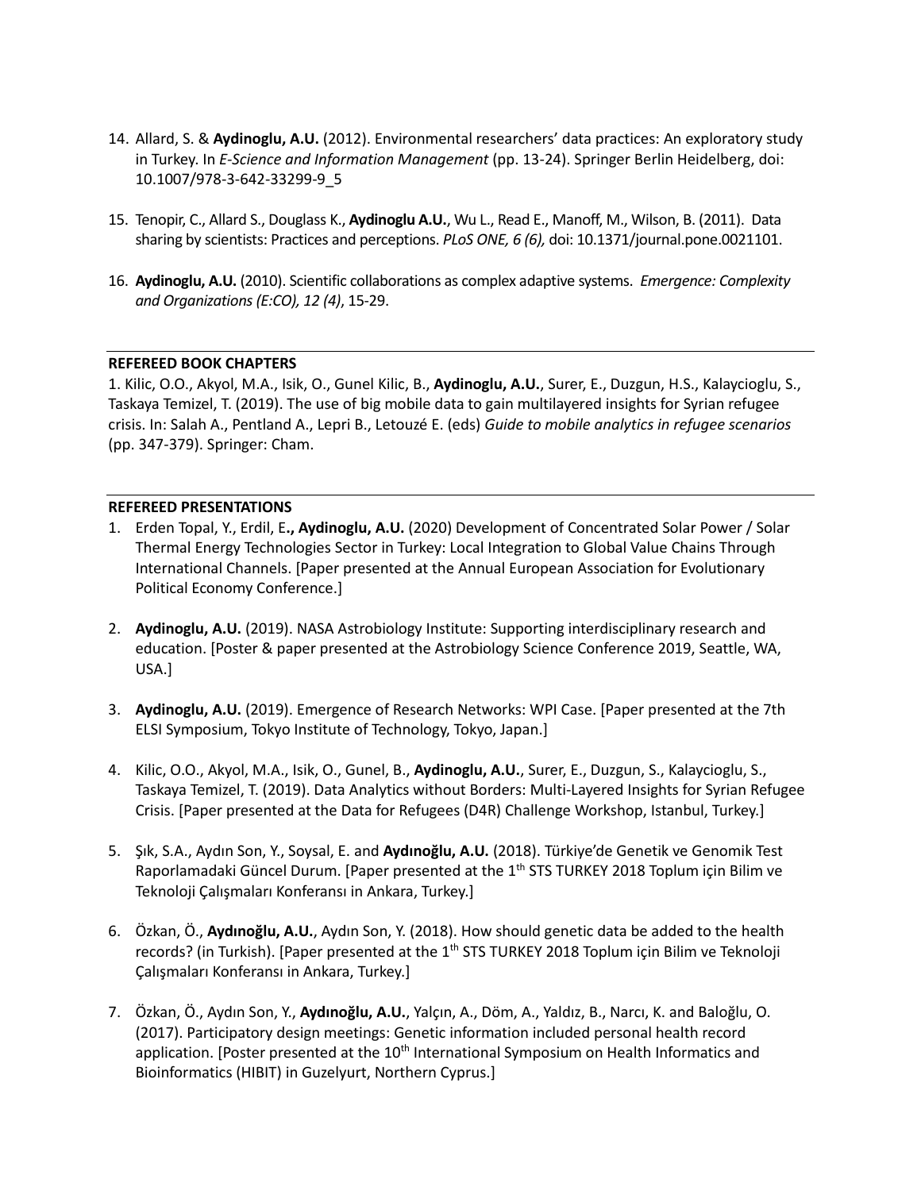14. Allard, S. & **Aydinoglu, A.U.** (2012). Environmental researchers' data practices: An exploratory study in Turkey. In *E-Science and Information Management* (pp. 13-24). Springer Berlin Heidelberg, doi: 10.1007/978-3-642-33299-9_5

15. Tenopir, C., Allard S., Douglass K., **Aydinoglu A.U.**, Wu L., Read E., Manoff, M., Wilson, B. (2011). Data sharing by scientists: Practices and perceptions. *PLoS ONE, 6 (6),* doi: 10.1371/journal.pone.0021101.

16. **Aydinoglu, A.U.** (2010). Scientific collaborations as complex adaptive systems. *Emergence: Complexity and Organizations (E:CO), 12 (4)*, 15-29.

**REFEREED BOOK CHAPTERS**

1. Kilic, O.O., Akyol, M.A., Isik, O., Gunel Kilic, B., **Aydinoglu, A.U.**, Surer, E., Duzgun, H.S., Kalaycioglu, S., Taskaya Temizel, T. (2019). The use of big mobile data to gain multilayered insights for Syrian refugee crisis. In: Salah A., Pentland A., Lepri B., Letouzé E. (eds) *Guide to mobile analytics in refugee scenarios* (pp. 347-379). Springer: Cham.

**REFEREED PRESENTATIONS**

1. Erden Topal, Y., Erdil, E**., Aydinoglu, A.U.** (2020) Development of Concentrated Solar Power / Solar Thermal Energy Technologies Sector in Turkey: Local Integration to Global Value Chains Through International Channels. [Paper presented at the Annual European Association for Evolutionary Political Economy Conference.]

2. **Aydinoglu, A.U.** (2019). NASA Astrobiology Institute: Supporting interdisciplinary research and education. [Poster & paper presented at the Astrobiology Science Conference 2019, Seattle, WA, USA.]

3. **Aydinoglu, A.U.** (2019). Emergence of Research Networks: WPI Case. [Paper presented at the 7th ELSI Symposium, Tokyo Institute of Technology, Tokyo, Japan.]

4. Kilic, O.O., Akyol, M.A., Isik, O., Gunel, B., **Aydinoglu, A.U.**, Surer, E., Duzgun, S., Kalaycioglu, S., Taskaya Temizel, T. (2019). Data Analytics without Borders: Multi-Layered Insights for Syrian Refugee Crisis. [Paper presented at the Data for Refugees (D4R) Challenge Workshop, Istanbul, Turkey.]

5. Şık, S.A., Aydın Son, Y., Soysal, E. and **Aydınoğlu, A.U.** (2018). Türkiye'de Genetik ve Genomik Test Raporlamadaki Güncel Durum. [Paper presented at the 1th STS TURKEY 2018 Toplum için Bilim ve Teknoloji Çalışmaları Konferansı in Ankara, Turkey.]

6. Özkan, Ö., **Aydınoğlu, A.U.**, Aydın Son, Y. (2018). How should genetic data be added to the health records? (in Turkish). [Paper presented at the 1th STS TURKEY 2018 Toplum için Bilim ve Teknoloji Çalışmaları Konferansı in Ankara, Turkey.]

7. Özkan, Ö., Aydın Son, Y., **Aydınoğlu, A.U.**, Yalçın, A., Döm, A., Yaldız, B., Narcı, K. and Baloğlu, O. (2017). Participatory design meetings: Genetic information included personal health record application. [Poster presented at the 10th International Symposium on Health Informatics and Bioinformatics (HIBIT) in Guzelyurt, Northern Cyprus.]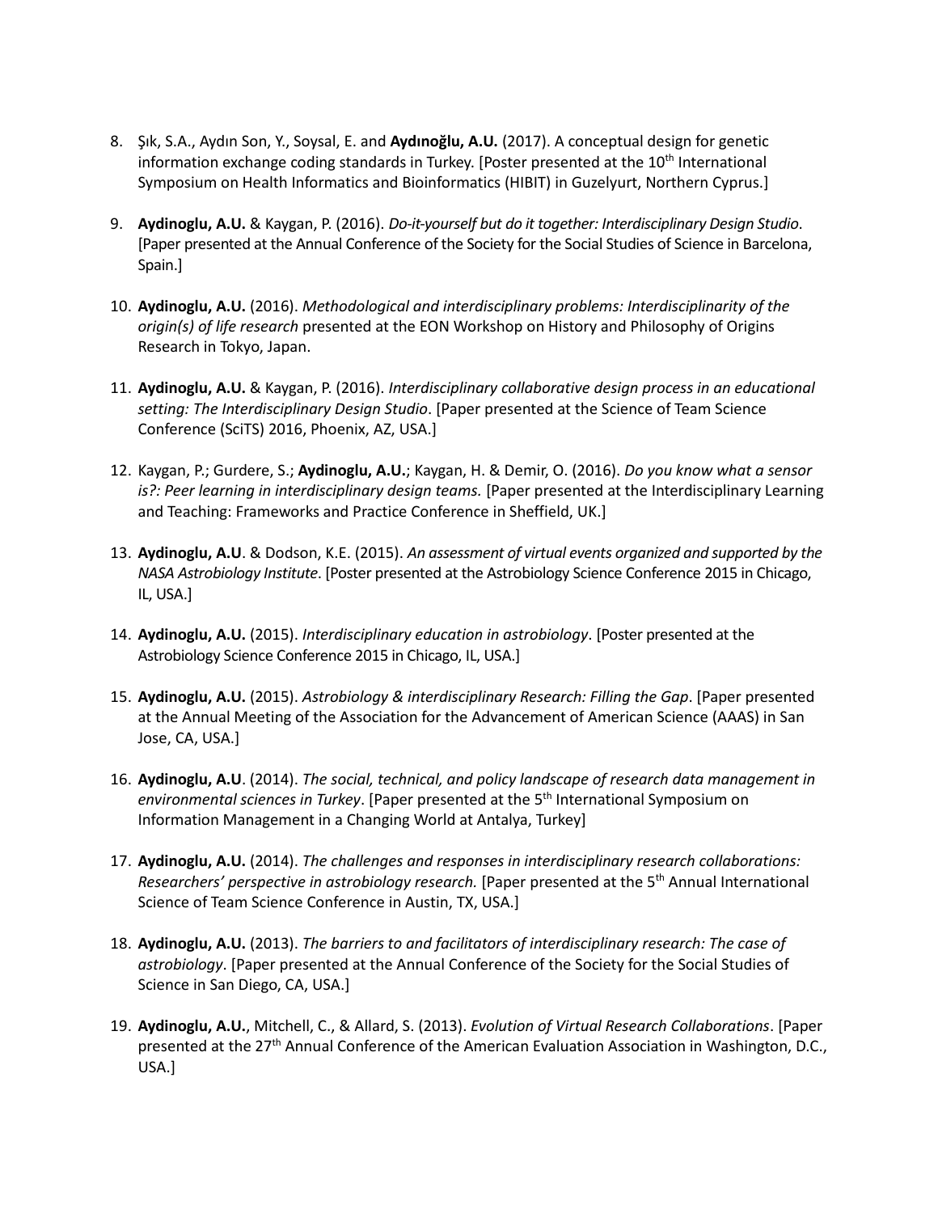8. Şık, S.A., Aydın Son, Y., Soysal, E. and **Aydınoğlu, A.U.** (2017). A conceptual design for genetic information exchange coding standards in Turkey. [Poster presented at the 10th International Symposium on Health Informatics and Bioinformatics (HIBIT) in Guzelyurt, Northern Cyprus.]

9. **Aydinoglu, A.U.** & Kaygan, P. (2016). *Do-it-yourself but do it together: Interdisciplinary Design Studio*. [Paper presented at the Annual Conference of the Society for the Social Studies of Science in Barcelona, Spain.]

10. **Aydinoglu, A.U.** (2016). *Methodological and interdisciplinary problems: Interdisciplinarity of the origin(s) of life research* presented at the EON Workshop on History and Philosophy of Origins Research in Tokyo, Japan.

11. **Aydinoglu, A.U.** & Kaygan, P. (2016). *Interdisciplinary collaborative design process in an educational setting: The Interdisciplinary Design Studio*. [Paper presented at the Science of Team Science Conference (SciTS) 2016, Phoenix, AZ, USA.]

12. Kaygan, P.; Gurdere, S.; **Aydinoglu, A.U.**; Kaygan, H. & Demir, O. (2016). *Do you know what a sensor is?: Peer learning in interdisciplinary design teams.* [Paper presented at the Interdisciplinary Learning and Teaching: Frameworks and Practice Conference in Sheffield, UK.]

13. **Aydinoglu, A.U** & Dodson, K.E. (2015). *An assessment of virtual events organized and supported by the NASA Astrobiology Institute*. [Poster presented at the Astrobiology Science Conference 2015 in Chicago, IL, USA.]

14. **Aydinoglu, A.U.** (2015). *Interdisciplinary education in astrobiology*. [Poster presented at the Astrobiology Science Conference 2015 in Chicago, IL, USA.]

15. **Aydinoglu, A.U.** (2015). *Astrobiology & interdisciplinary Research: Filling the Gap*. [Paper presented at the Annual Meeting of the Association for the Advancement of American Science (AAAS) in San Jose, CA, USA.]

16. **Aydinoglu, A.U**. (2014). *The social, technical, and policy landscape of research data management in environmental sciences in Turkey*. [Paper presented at the 5th International Symposium on Information Management in a Changing World at Antalya, Turkey]

17. **Aydinoglu, A.U.** (2014). *The challenges and responses in interdisciplinary research collaborations: Researchers' perspective in astrobiology research.* [Paper presented at the 5th Annual International Science of Team Science Conference in Austin, TX, USA.]

18. **Aydinoglu, A.U.** (2013). *The barriers to and facilitators of interdisciplinary research: The case of astrobiology*. [Paper presented at the Annual Conference of the Society for the Social Studies of Science in San Diego, CA, USA.]

19. **Aydinoglu, A.U.**, Mitchell, C., & Allard, S. (2013). *Evolution of Virtual Research Collaborations*. [Paper presented at the 27th Annual Conference of the American Evaluation Association in Washington, D.C., USA.]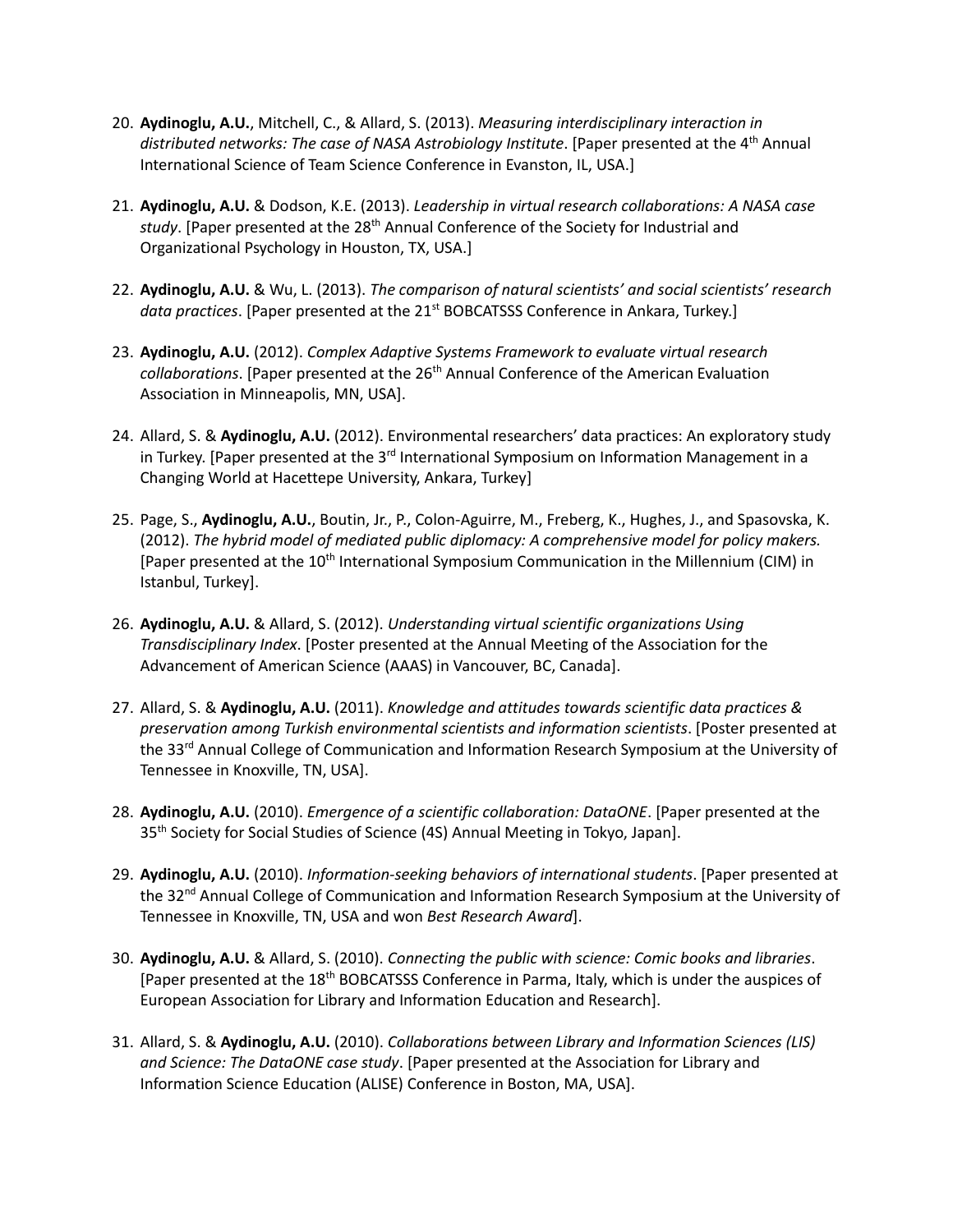20. **Aydinoglu, A.U.**, Mitchell, C., & Allard, S. (2013). *Measuring interdisciplinary interaction in distributed networks: The case of NASA Astrobiology Institute*. [Paper presented at the 4th Annual International Science of Team Science Conference in Evanston, IL, USA.]

21. **Aydinoglu, A.U.** & Dodson, K.E. (2013). *Leadership in virtual research collaborations: A NASA case study*. [Paper presented at the 28th Annual Conference of the Society for Industrial and Organizational Psychology in Houston, TX, USA.]

22. **Aydinoglu, A.U.** & Wu, L. (2013). *The comparison of natural scientists' and social scientists' research data practices*. [Paper presented at the 21st BOBCATSSS Conference in Ankara, Turkey.]

23. **Aydinoglu, A.U.** (2012). *Complex Adaptive Systems Framework to evaluate virtual research collaborations*. [Paper presented at the 26th Annual Conference of the American Evaluation Association in Minneapolis, MN, USA].

24. Allard, S. & **Aydinoglu, A.U.** (2012). Environmental researchers' data practices: An exploratory study in Turkey. [Paper presented at the 3rd International Symposium on Information Management in a Changing World at Hacettepe University, Ankara, Turkey]

25. Page, S., **Aydinoglu, A.U.**, Boutin, Jr., P., Colon-Aguirre, M., Freberg, K., Hughes, J., and Spasovska, K. (2012). *The hybrid model of mediated public diplomacy: A comprehensive model for policy makers.* [Paper presented at the 10th International Symposium Communication in the Millennium (CIM) in Istanbul, Turkey].

26. **Aydinoglu, A.U.** & Allard, S. (2012). *Understanding virtual scientific organizations Using Transdisciplinary Index*. [Poster presented at the Annual Meeting of the Association for the Advancement of American Science (AAAS) in Vancouver, BC, Canada].

27. Allard, S. & **Aydinoglu, A.U.** (2011). *Knowledge and attitudes towards scientific data practices & preservation among Turkish environmental scientists and information scientists*. [Poster presented at the 33rd Annual College of Communication and Information Research Symposium at the University of Tennessee in Knoxville, TN, USA].

28. **Aydinoglu, A.U.** (2010). *Emergence of a scientific collaboration: DataONE*. [Paper presented at the 35th Society for Social Studies of Science (4S) Annual Meeting in Tokyo, Japan].

29. **Aydinoglu, A.U.** (2010). *Information-seeking behaviors of international students*. [Paper presented at the 32nd Annual College of Communication and Information Research Symposium at the University of Tennessee in Knoxville, TN, USA and won *Best Research Award*].

30. **Aydinoglu, A.U.** & Allard, S. (2010). *Connecting the public with science: Comic books and libraries*. [Paper presented at the 18th BOBCATSSS Conference in Parma, Italy, which is under the auspices of European Association for Library and Information Education and Research].

31. Allard, S. & **Aydinoglu, A.U.** (2010). *Collaborations between Library and Information Sciences (LIS) and Science: The DataONE case study*. [Paper presented at the Association for Library and Information Science Education (ALISE) Conference in Boston, MA, USA].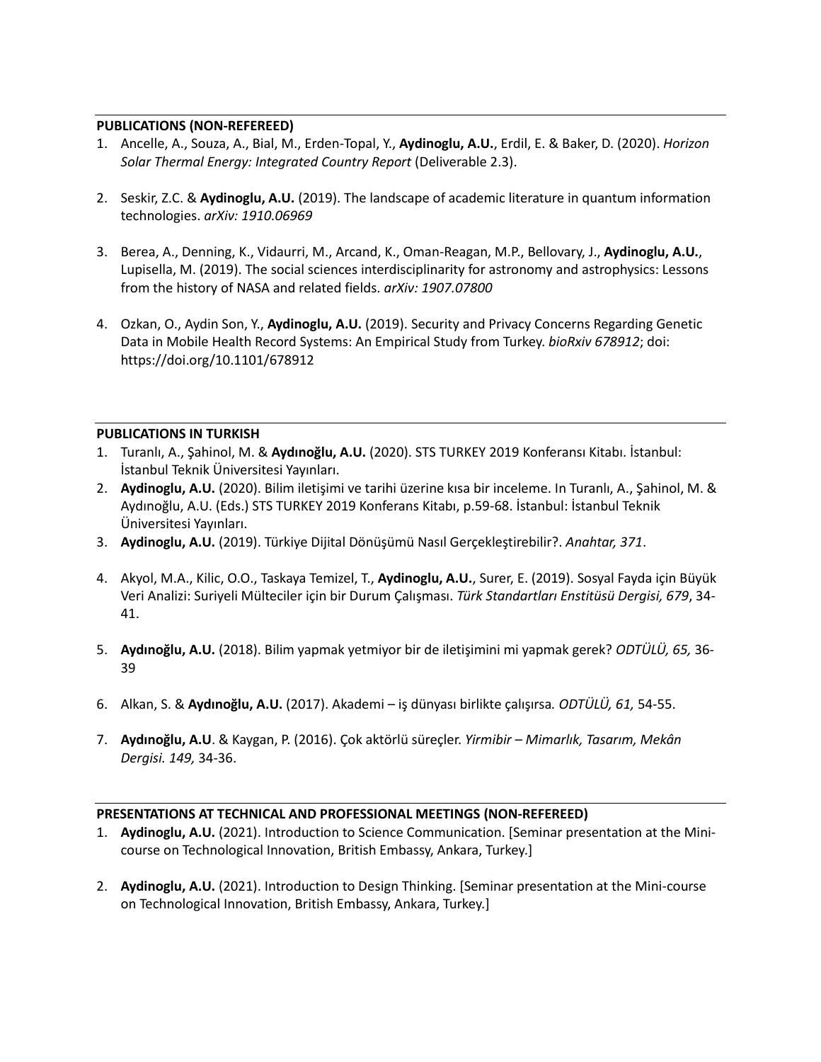**PUBLICATIONS (NON-REFEREED)**

1. Ancelle, A., Souza, A., Bial, M., Erden-Topal, Y., **Aydinoglu, A.U.**, Erdil, E. & Baker, D. (2020). *Horizon Solar Thermal Energy: Integrated Country Report* (Deliverable 2.3).

2. Seskir, Z.C. & **Aydinoglu, A.U.** (2019). The landscape of academic literature in quantum information technologies. *arXiv: 1910.06969*

3. Berea, A., Denning, K., Vidaurri, M., Arcand, K., Oman-Reagan, M.P., Bellovary, J., **Aydinoglu, A.U.**, Lupisella, M. (2019). The social sciences interdisciplinarity for astronomy and astrophysics: Lessons from the history of NASA and related fields. *arXiv: 1907.07800*

4. Ozkan, O., Aydin Son, Y., **Aydinoglu, A.U.** (2019). Security and Privacy Concerns Regarding Genetic Data in Mobile Health Record Systems: An Empirical Study from Turkey. *bioRxiv 678912*; doi: https://doi.org/10.1101/678912

**PUBLICATIONS IN TURKISH**

1. Turanlı, A., Şahinol, M. & **Aydınoğlu, A.U.** (2020). STS TURKEY 2019 Konferansı Kitabı. İstanbul: İstanbul Teknik Üniversitesi Yayınları.
2. **Aydinoglu, A.U.** (2020). Bilim iletişimi ve tarihi üzerine kısa bir inceleme. In Turanlı, A., Şahinol, M. & Aydınoğlu, A.U. (Eds.) STS TURKEY 2019 Konferans Kitabı, p.59-68. İstanbul: İstanbul Teknik Üniversitesi Yayınları.
3. **Aydinoglu, A.U.** (2019). Türkiye Dijital Dönüşümü Nasıl Gerçekleştirebilir?. *Anahtar, 371*.

4. Akyol, M.A., Kilic, O.O., Taskaya Temizel, T., **Aydinoglu, A.U.**, Surer, E. (2019). Sosyal Fayda için Büyük Veri Analizi: Suriyeli Mülteciler için bir Durum Çalışması. *Türk Standartları Enstitüsü Dergisi, 679*, 34-41.

5. **Aydınoğlu, A.U.** (2018). Bilim yapmak yetmiyor bir de iletişimini mi yapmak gerek? *ODTÜLÜ, 65,* 36-39

6. Alkan, S. & **Aydınoğlu, A.U.** (2017). Akademi – iş dünyası birlikte çalışırsa. *ODTÜLÜ, 61,* 54-55.

7. **Aydınoğlu, A.U**. & Kaygan, P. (2016). Çok aktörlü süreçler. *Yirmibir – Mimarlık, Tasarım, Mekân Dergisi. 149,* 34-36.

**PRESENTATIONS AT TECHNICAL AND PROFESSIONAL MEETINGS (NON-REFEREED)**

1. **Aydinoglu, A.U.** (2021). Introduction to Science Communication. [Seminar presentation at the Mini-course on Technological Innovation, British Embassy, Ankara, Turkey.]

2. **Aydinoglu, A.U.** (2021). Introduction to Design Thinking. [Seminar presentation at the Mini-course on Technological Innovation, British Embassy, Ankara, Turkey.]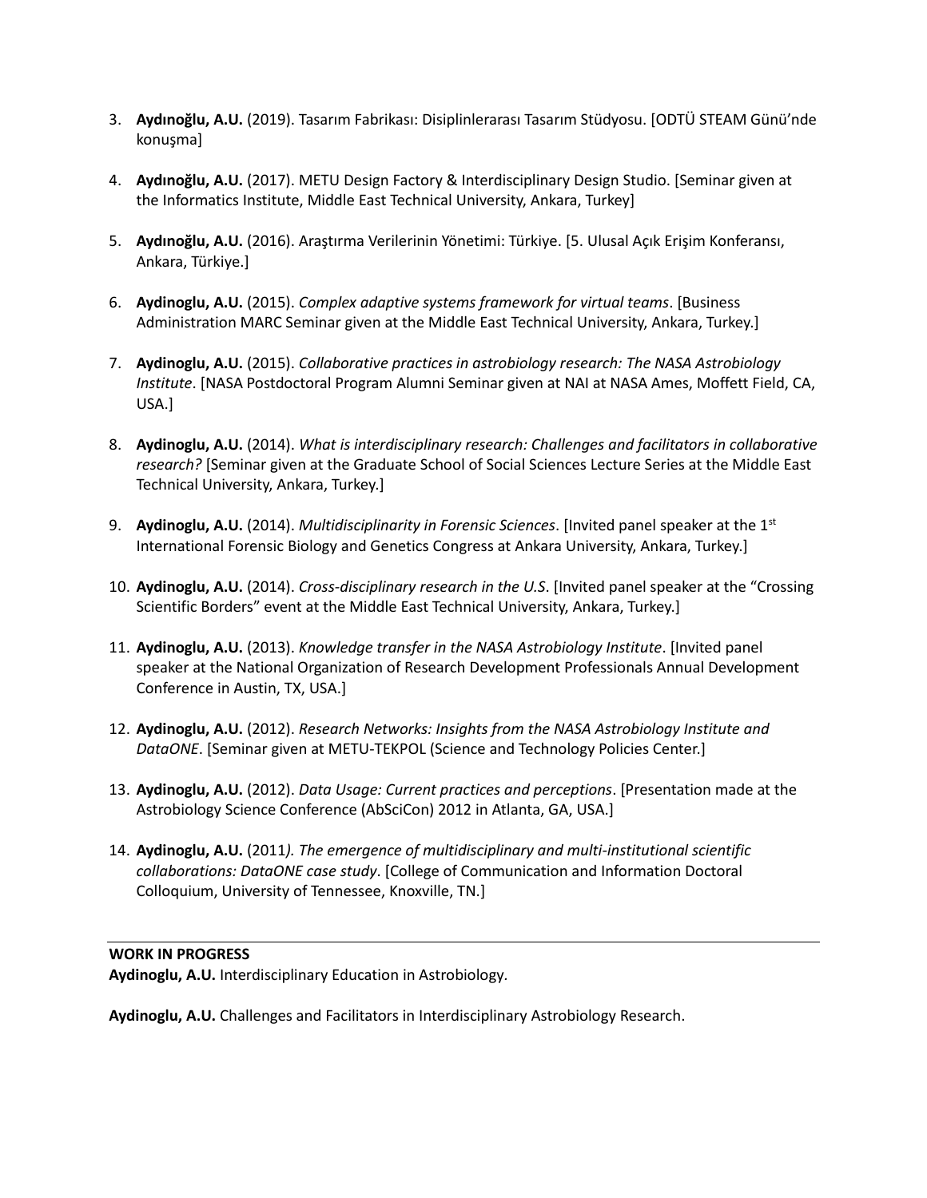3. **Aydınoğlu, A.U.** (2019). Tasarım Fabrikası: Disiplinlerarası Tasarım Stüdyosu. [ODTÜ STEAM Günü'nde konuşma]

4. **Aydınoğlu, A.U.** (2017). METU Design Factory & Interdisciplinary Design Studio. [Seminar given at the Informatics Institute, Middle East Technical University, Ankara, Turkey]

5. **Aydınoğlu, A.U.** (2016). Araştırma Verilerinin Yönetimi: Türkiye. [5. Ulusal Açık Erişim Konferansı, Ankara, Türkiye.]

6. **Aydinoglu, A.U.** (2015). *Complex adaptive systems framework for virtual teams*. [Business Administration MARC Seminar given at the Middle East Technical University, Ankara, Turkey.]

7. **Aydinoglu, A.U.** (2015). *Collaborative practices in astrobiology research: The NASA Astrobiology Institute*. [NASA Postdoctoral Program Alumni Seminar given at NAI at NASA Ames, Moffett Field, CA, USA.]

8. **Aydinoglu, A.U.** (2014). *What is interdisciplinary research: Challenges and facilitators in collaborative research?* [Seminar given at the Graduate School of Social Sciences Lecture Series at the Middle East Technical University, Ankara, Turkey.]

9. **Aydinoglu, A.U.** (2014). *Multidisciplinarity in Forensic Sciences*. [Invited panel speaker at the 1st International Forensic Biology and Genetics Congress at Ankara University, Ankara, Turkey.]

10. **Aydinoglu, A.U.** (2014). *Cross-disciplinary research in the U.S*. [Invited panel speaker at the "Crossing Scientific Borders" event at the Middle East Technical University, Ankara, Turkey.]

11. **Aydinoglu, A.U.** (2013). *Knowledge transfer in the NASA Astrobiology Institute*. [Invited panel speaker at the National Organization of Research Development Professionals Annual Development Conference in Austin, TX, USA.]

12. **Aydinoglu, A.U.** (2012). *Research Networks: Insights from the NASA Astrobiology Institute and DataONE*. [Seminar given at METU-TEKPOL (Science and Technology Policies Center.]

13. **Aydinoglu, A.U.** (2012). *Data Usage: Current practices and perceptions*. [Presentation made at the Astrobiology Science Conference (AbSciCon) 2012 in Atlanta, GA, USA.]

14. **Aydinoglu, A.U.** (2011*). The emergence of multidisciplinary and multi-institutional scientific collaborations: DataONE case study*. [College of Communication and Information Doctoral Colloquium, University of Tennessee, Knoxville, TN.]

## WORK IN PROGRESS

**Aydinoglu, A.U.** Interdisciplinary Education in Astrobiology.

**Aydinoglu, A.U.** Challenges and Facilitators in Interdisciplinary Astrobiology Research.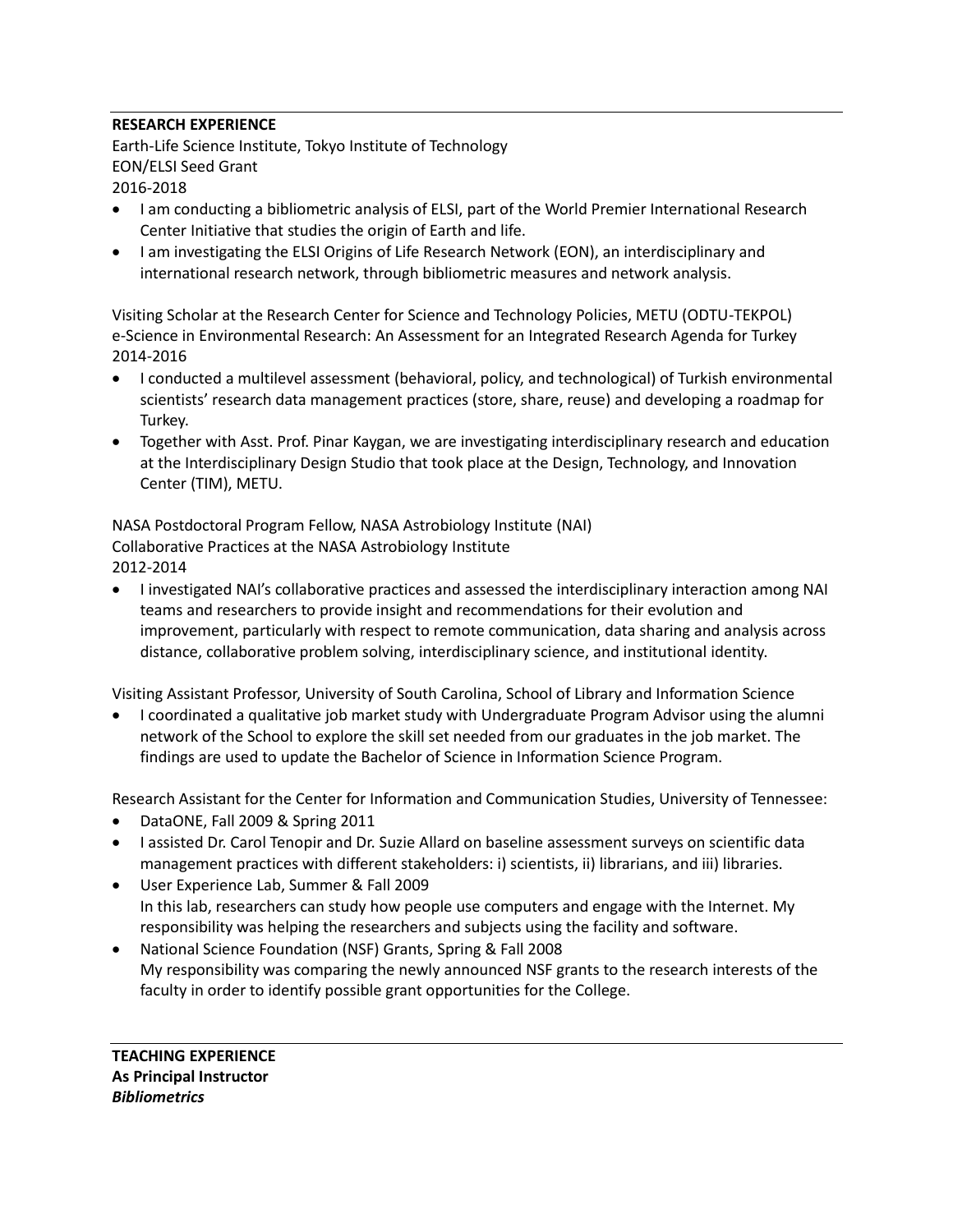## RESEARCH EXPERIENCE

Earth-Life Science Institute, Tokyo Institute of Technology
EON/ELSI Seed Grant
2016-2018

- I am conducting a bibliometric analysis of ELSI, part of the World Premier International Research Center Initiative that studies the origin of Earth and life.
- I am investigating the ELSI Origins of Life Research Network (EON), an interdisciplinary and international research network, through bibliometric measures and network analysis.

Visiting Scholar at the Research Center for Science and Technology Policies, METU (ODTU-TEKPOL)
e-Science in Environmental Research: An Assessment for an Integrated Research Agenda for Turkey
2014-2016

- I conducted a multilevel assessment (behavioral, policy, and technological) of Turkish environmental scientists' research data management practices (store, share, reuse) and developing a roadmap for Turkey.
- Together with Asst. Prof. Pinar Kaygan, we are investigating interdisciplinary research and education at the Interdisciplinary Design Studio that took place at the Design, Technology, and Innovation Center (TIM), METU.

NASA Postdoctoral Program Fellow, NASA Astrobiology Institute (NAI)
Collaborative Practices at the NASA Astrobiology Institute
2012-2014

- I investigated NAI's collaborative practices and assessed the interdisciplinary interaction among NAI teams and researchers to provide insight and recommendations for their evolution and improvement, particularly with respect to remote communication, data sharing and analysis across distance, collaborative problem solving, interdisciplinary science, and institutional identity.

Visiting Assistant Professor, University of South Carolina, School of Library and Information Science

- I coordinated a qualitative job market study with Undergraduate Program Advisor using the alumni network of the School to explore the skill set needed from our graduates in the job market. The findings are used to update the Bachelor of Science in Information Science Program.

Research Assistant for the Center for Information and Communication Studies, University of Tennessee:

- DataONE, Fall 2009 & Spring 2011
- I assisted Dr. Carol Tenopir and Dr. Suzie Allard on baseline assessment surveys on scientific data management practices with different stakeholders: i) scientists, ii) librarians, and iii) libraries.
- User Experience Lab, Summer & Fall 2009
  In this lab, researchers can study how people use computers and engage with the Internet. My responsibility was helping the researchers and subjects using the facility and software.
- National Science Foundation (NSF) Grants, Spring & Fall 2008
  My responsibility was comparing the newly announced NSF grants to the research interests of the faculty in order to identify possible grant opportunities for the College.

## TEACHING EXPERIENCE

**As Principal Instructor**

***Bibliometrics***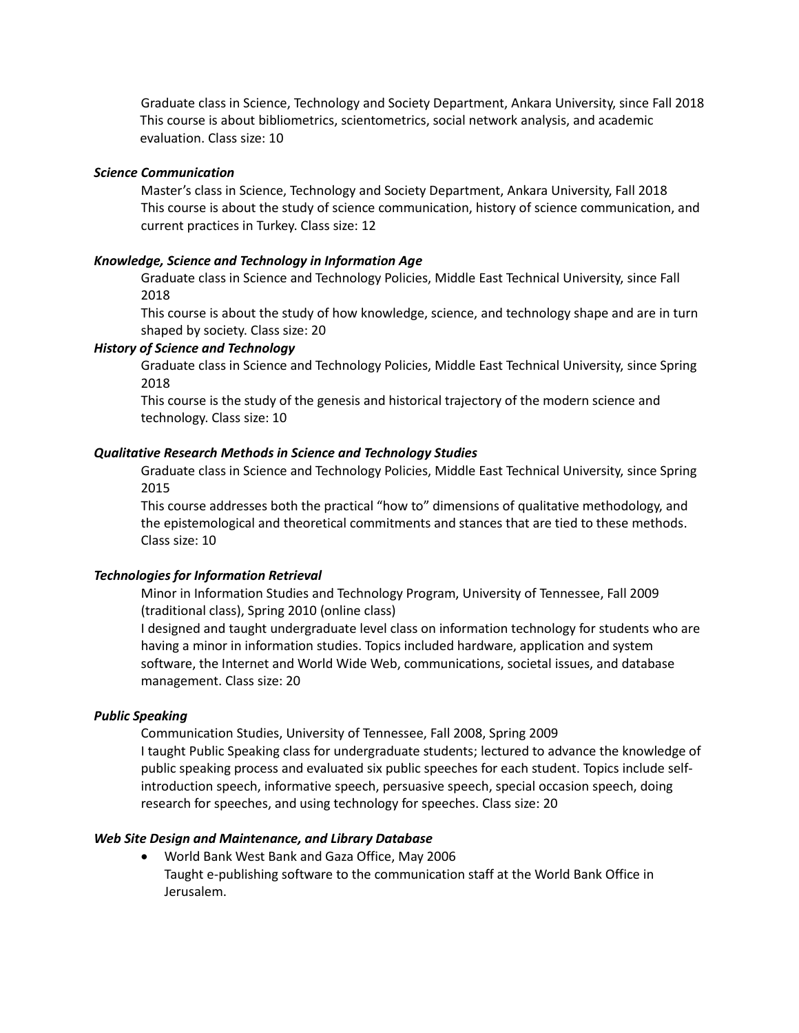Graduate class in Science, Technology and Society Department, Ankara University, since Fall 2018
This course is about bibliometrics, scientometrics, social network analysis, and academic evaluation. Class size: 10

***Science Communication***

Master's class in Science, Technology and Society Department, Ankara University, Fall 2018
This course is about the study of science communication, history of science communication, and current practices in Turkey. Class size: 12

***Knowledge, Science and Technology in Information Age***

Graduate class in Science and Technology Policies, Middle East Technical University, since Fall 2018
This course is about the study of how knowledge, science, and technology shape and are in turn shaped by society. Class size: 20

***History of Science and Technology***

Graduate class in Science and Technology Policies, Middle East Technical University, since Spring 2018
This course is the study of the genesis and historical trajectory of the modern science and technology. Class size: 10

***Qualitative Research Methods in Science and Technology Studies***

Graduate class in Science and Technology Policies, Middle East Technical University, since Spring 2015
This course addresses both the practical "how to" dimensions of qualitative methodology, and the epistemological and theoretical commitments and stances that are tied to these methods. Class size: 10

***Technologies for Information Retrieval***

Minor in Information Studies and Technology Program, University of Tennessee, Fall 2009 (traditional class), Spring 2010 (online class)
I designed and taught undergraduate level class on information technology for students who are having a minor in information studies. Topics included hardware, application and system software, the Internet and World Wide Web, communications, societal issues, and database management. Class size: 20

***Public Speaking***

Communication Studies, University of Tennessee, Fall 2008, Spring 2009
I taught Public Speaking class for undergraduate students; lectured to advance the knowledge of public speaking process and evaluated six public speeches for each student. Topics include self-introduction speech, informative speech, persuasive speech, special occasion speech, doing research for speeches, and using technology for speeches. Class size: 20

***Web Site Design and Maintenance, and Library Database***

- World Bank West Bank and Gaza Office, May 2006
  Taught e-publishing software to the communication staff at the World Bank Office in Jerusalem.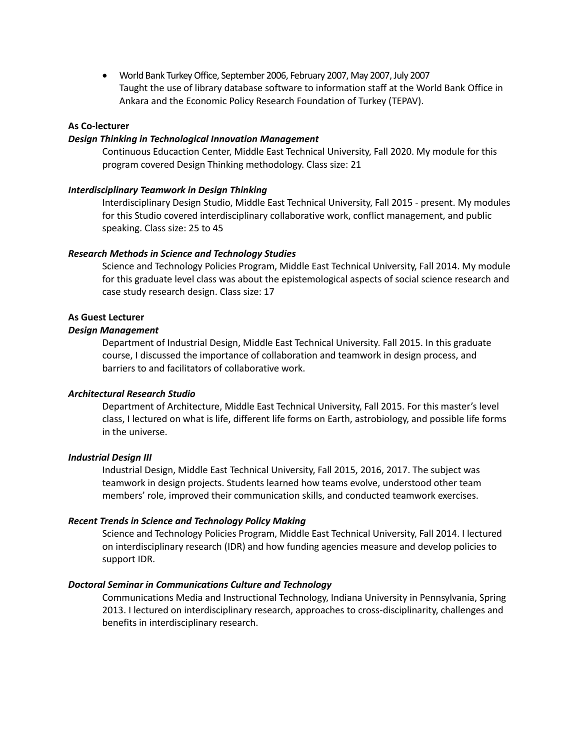- World Bank Turkey Office, September 2006, February 2007, May 2007, July 2007
  Taught the use of library database software to information staff at the World Bank Office in Ankara and the Economic Policy Research Foundation of Turkey (TEPAV).

**As Co-lecturer**

***Design Thinking in Technological Innovation Management***

Continuous Educaction Center, Middle East Technical University, Fall 2020. My module for this program covered Design Thinking methodology. Class size: 21

***Interdisciplinary Teamwork in Design Thinking***

Interdisciplinary Design Studio, Middle East Technical University, Fall 2015 - present. My modules for this Studio covered interdisciplinary collaborative work, conflict management, and public speaking. Class size: 25 to 45

***Research Methods in Science and Technology Studies***

Science and Technology Policies Program, Middle East Technical University, Fall 2014. My module for this graduate level class was about the epistemological aspects of social science research and case study research design. Class size: 17

**As Guest Lecturer**

***Design Management***

Department of Industrial Design, Middle East Technical University. Fall 2015. In this graduate course, I discussed the importance of collaboration and teamwork in design process, and barriers to and facilitators of collaborative work.

***Architectural Research Studio***

Department of Architecture, Middle East Technical University, Fall 2015. For this master's level class, I lectured on what is life, different life forms on Earth, astrobiology, and possible life forms in the universe.

***Industrial Design III***

Industrial Design, Middle East Technical University, Fall 2015, 2016, 2017. The subject was teamwork in design projects. Students learned how teams evolve, understood other team members' role, improved their communication skills, and conducted teamwork exercises.

***Recent Trends in Science and Technology Policy Making***

Science and Technology Policies Program, Middle East Technical University, Fall 2014. I lectured on interdisciplinary research (IDR) and how funding agencies measure and develop policies to support IDR.

***Doctoral Seminar in Communications Culture and Technology***

Communications Media and Instructional Technology, Indiana University in Pennsylvania, Spring 2013. I lectured on interdisciplinary research, approaches to cross-disciplinarity, challenges and benefits in interdisciplinary research.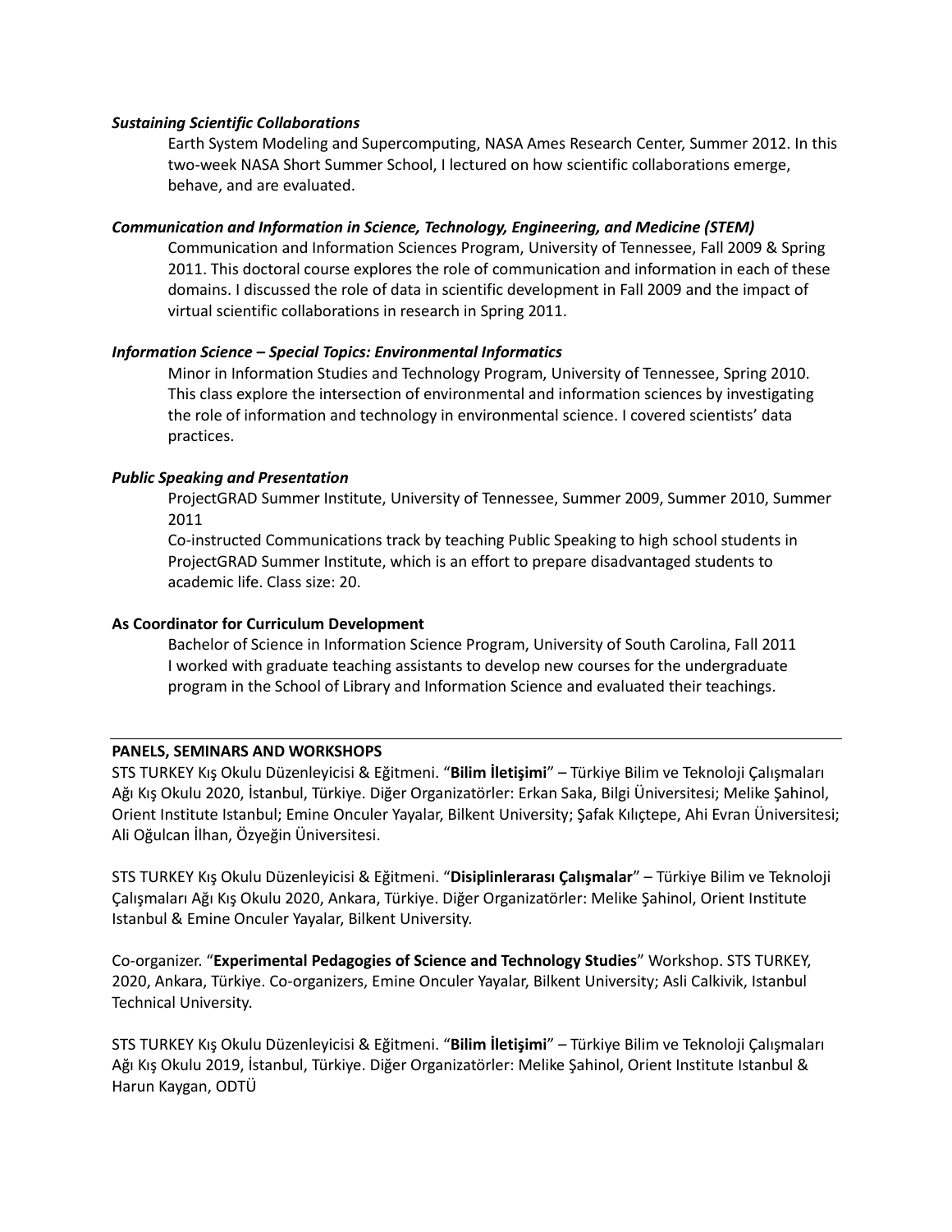***Sustaining Scientific Collaborations***

Earth System Modeling and Supercomputing, NASA Ames Research Center, Summer 2012. In this two-week NASA Short Summer School, I lectured on how scientific collaborations emerge, behave, and are evaluated.

***Communication and Information in Science, Technology, Engineering, and Medicine (STEM)***

Communication and Information Sciences Program, University of Tennessee, Fall 2009 & Spring 2011. This doctoral course explores the role of communication and information in each of these domains. I discussed the role of data in scientific development in Fall 2009 and the impact of virtual scientific collaborations in research in Spring 2011.

***Information Science – Special Topics: Environmental Informatics***

Minor in Information Studies and Technology Program, University of Tennessee, Spring 2010. This class explore the intersection of environmental and information sciences by investigating the role of information and technology in environmental science. I covered scientists' data practices.

***Public Speaking and Presentation***

ProjectGRAD Summer Institute, University of Tennessee, Summer 2009, Summer 2010, Summer 2011

Co-instructed Communications track by teaching Public Speaking to high school students in ProjectGRAD Summer Institute, which is an effort to prepare disadvantaged students to academic life. Class size: 20.

**As Coordinator for Curriculum Development**

Bachelor of Science in Information Science Program, University of South Carolina, Fall 2011

I worked with graduate teaching assistants to develop new courses for the undergraduate program in the School of Library and Information Science and evaluated their teachings.

## PANELS, SEMINARS AND WORKSHOPS

STS TURKEY Kış Okulu Düzenleyicisi & Eğitmeni. "**Bilim İletişimi**" – Türkiye Bilim ve Teknoloji Çalışmaları Ağı Kış Okulu 2020, İstanbul, Türkiye. Diğer Organizatörler: Erkan Saka, Bilgi Üniversitesi; Melike Şahinol, Orient Institute Istanbul; Emine Onculer Yayalar, Bilkent University; Şafak Kılıçtepe, Ahi Evran Üniversitesi; Ali Oğulcan İlhan, Özyeğin Üniversitesi.

STS TURKEY Kış Okulu Düzenleyicisi & Eğitmeni. "**Disiplinlerarası Çalışmalar**" – Türkiye Bilim ve Teknoloji Çalışmaları Ağı Kış Okulu 2020, Ankara, Türkiye. Diğer Organizatörler: Melike Şahinol, Orient Institute Istanbul & Emine Onculer Yayalar, Bilkent University.

Co-organizer. "**Experimental Pedagogies of Science and Technology Studies**" Workshop. STS TURKEY, 2020, Ankara, Türkiye. Co-organizers, Emine Onculer Yayalar, Bilkent University; Asli Calkivik, Istanbul Technical University.

STS TURKEY Kış Okulu Düzenleyicisi & Eğitmeni. "**Bilim İletişimi**" – Türkiye Bilim ve Teknoloji Çalışmaları Ağı Kış Okulu 2019, İstanbul, Türkiye. Diğer Organizatörler: Melike Şahinol, Orient Institute Istanbul & Harun Kaygan, ODTÜ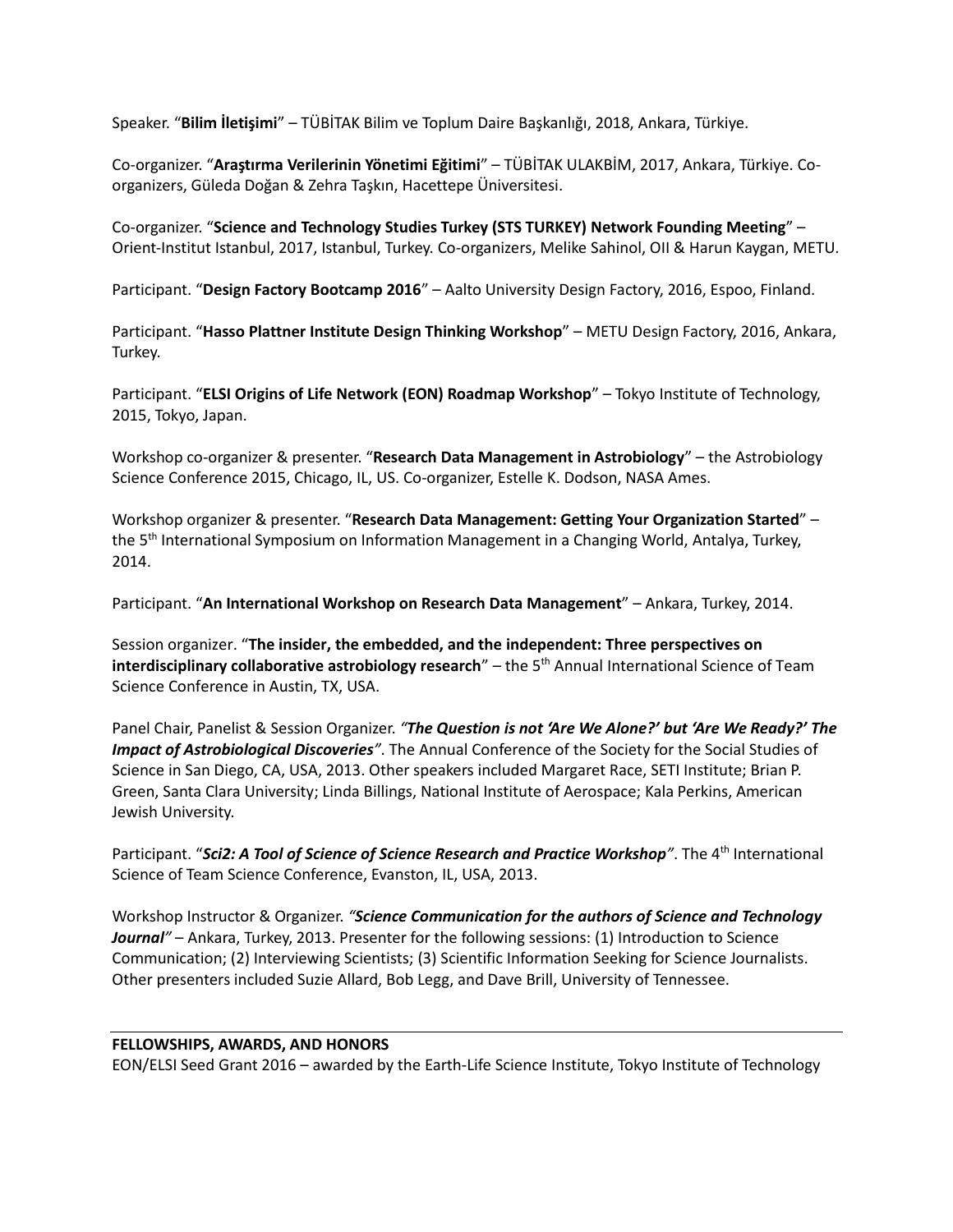Speaker. "**Bilim İletişimi**" – TÜBİTAK Bilim ve Toplum Daire Başkanlığı, 2018, Ankara, Türkiye.

Co-organizer. "**Araştırma Verilerinin Yönetimi Eğitimi**" – TÜBİTAK ULAKBİM, 2017, Ankara, Türkiye. Co-organizers, Güleda Doğan & Zehra Taşkın, Hacettepe Üniversitesi.

Co-organizer. "**Science and Technology Studies Turkey (STS TURKEY) Network Founding Meeting**" – Orient-Institut Istanbul, 2017, Istanbul, Turkey. Co-organizers, Melike Sahinol, OII & Harun Kaygan, METU.

Participant. "**Design Factory Bootcamp 2016**" – Aalto University Design Factory, 2016, Espoo, Finland.

Participant. "**Hasso Plattner Institute Design Thinking Workshop**" – METU Design Factory, 2016, Ankara, Turkey.

Participant. "**ELSI Origins of Life Network (EON) Roadmap Workshop**" – Tokyo Institute of Technology, 2015, Tokyo, Japan.

Workshop co-organizer & presenter. "**Research Data Management in Astrobiology**" – the Astrobiology Science Conference 2015, Chicago, IL, US. Co-organizer, Estelle K. Dodson, NASA Ames.

Workshop organizer & presenter. "**Research Data Management: Getting Your Organization Started**" – the 5th International Symposium on Information Management in a Changing World, Antalya, Turkey, 2014.

Participant. "**An International Workshop on Research Data Management**" – Ankara, Turkey, 2014.

Session organizer. "**The insider, the embedded, and the independent: Three perspectives on interdisciplinary collaborative astrobiology research**" – the 5th Annual International Science of Team Science Conference in Austin, TX, USA.

Panel Chair, Panelist & Session Organizer. ***"The Question is not 'Are We Alone?' but 'Are We Ready?' The Impact of Astrobiological Discoveries"***. The Annual Conference of the Society for the Social Studies of Science in San Diego, CA, USA, 2013. Other speakers included Margaret Race, SETI Institute; Brian P. Green, Santa Clara University; Linda Billings, National Institute of Aerospace; Kala Perkins, American Jewish University.

Participant. "***Sci2: A Tool of Science of Science Research and Practice Workshop"***. The 4th International Science of Team Science Conference, Evanston, IL, USA, 2013.

Workshop Instructor & Organizer. ***"Science Communication for the authors of Science and Technology Journal"*** – Ankara, Turkey, 2013. Presenter for the following sessions: (1) Introduction to Science Communication; (2) Interviewing Scientists; (3) Scientific Information Seeking for Science Journalists. Other presenters included Suzie Allard, Bob Legg, and Dave Brill, University of Tennessee.

## FELLOWSHIPS, AWARDS, AND HONORS

EON/ELSI Seed Grant 2016 – awarded by the Earth-Life Science Institute, Tokyo Institute of Technology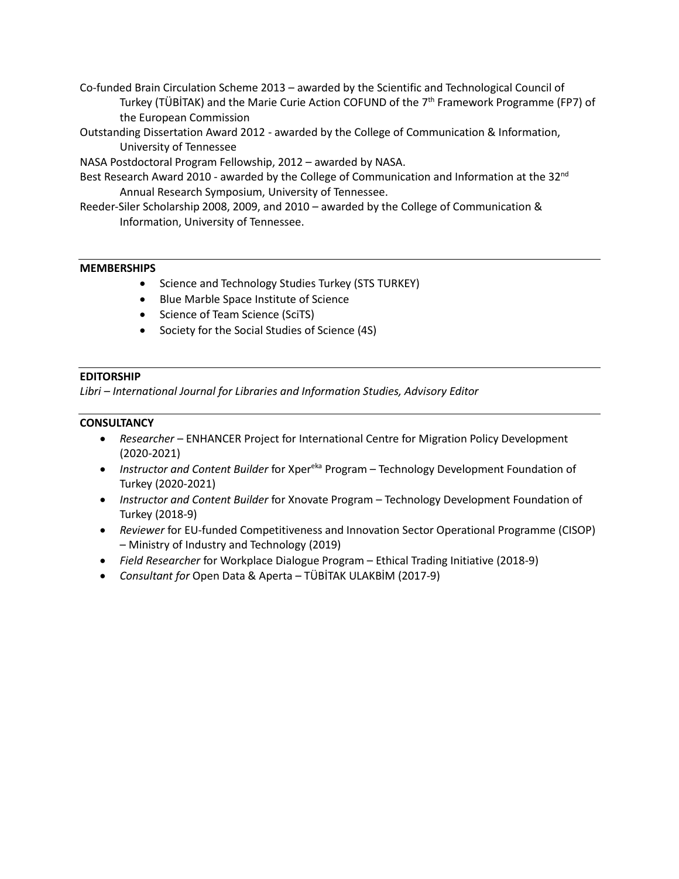Co-funded Brain Circulation Scheme 2013 – awarded by the Scientific and Technological Council of Turkey (TÜBİTAK) and the Marie Curie Action COFUND of the 7th Framework Programme (FP7) of the European Commission

Outstanding Dissertation Award 2012 - awarded by the College of Communication & Information, University of Tennessee

NASA Postdoctoral Program Fellowship, 2012 – awarded by NASA.

Best Research Award 2010 - awarded by the College of Communication and Information at the 32nd Annual Research Symposium, University of Tennessee.

Reeder-Siler Scholarship 2008, 2009, and 2010 – awarded by the College of Communication & Information, University of Tennessee.

**MEMBERSHIPS**

- Science and Technology Studies Turkey (STS TURKEY)
- Blue Marble Space Institute of Science
- Science of Team Science (SciTS)
- Society for the Social Studies of Science (4S)

**EDITORSHIP**

*Libri – International Journal for Libraries and Information Studies, Advisory Editor*

**CONSULTANCY**

- *Researcher* – ENHANCER Project for International Centre for Migration Policy Development (2020-2021)
- *Instructor and Content Builder* for Xper^eka Program – Technology Development Foundation of Turkey (2020-2021)
- *Instructor and Content Builder* for Xnovate Program – Technology Development Foundation of Turkey (2018-9)
- *Reviewer* for EU-funded Competitiveness and Innovation Sector Operational Programme (CISOP) – Ministry of Industry and Technology (2019)
- *Field Researcher* for Workplace Dialogue Program – Ethical Trading Initiative (2018-9)
- *Consultant for* Open Data & Aperta – TÜBİTAK ULAKBİM (2017-9)